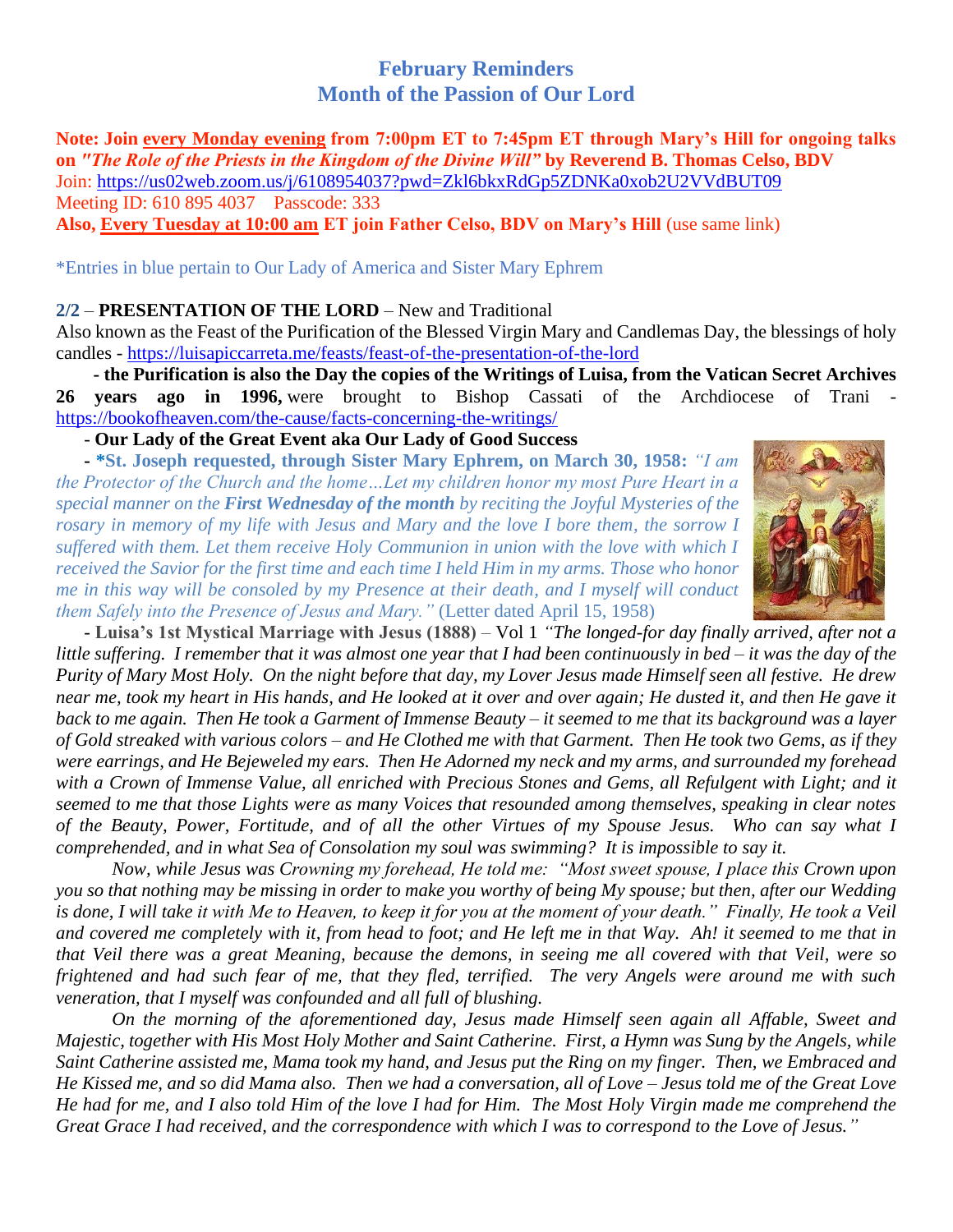# February Reminders
## Month of the Passion of Our Lord

**Note: Join every Monday evening from 7:00pm ET to 7:45pm ET through Mary's Hill for ongoing talks on *"The Role of the Priests in the Kingdom of the Divine Will"* by Reverend B. Thomas Celso, BDV**
Join: https://us02web.zoom.us/j/6108954037?pwd=Zkl6bkxRdGp5ZDNKa0xob2U2VVdBUT09
Meeting ID: 610 895 4037 Passcode: 333
**Also, Every Tuesday at 10:00 am ET join Father Celso, BDV on Mary's Hill** (use same link)

*Entries in blue pertain to Our Lady of America and Sister Mary Ephrem

**2/2** – **PRESENTATION OF THE LORD** – New and Traditional
Also known as the Feast of the Purification of the Blessed Virgin Mary and Candlemas Day, the blessings of holy candles - https://luisapiccarreta.me/feasts/feast-of-the-presentation-of-the-lord

- **the Purification is also the Day the copies of the Writings of Luisa, from the Vatican Secret Archives 26 years ago in 1996,** were brought to Bishop Cassati of the Archdiocese of Trani - https://bookofheaven.com/the-cause/facts-concerning-the-writings/

- **Our Lady of the Great Event aka Our Lady of Good Success**

- ***St. Joseph requested, through Sister Mary Ephrem, on March 30, 1958:** *"I am the Protector of the Church and the home…Let my children honor my most Pure Heart in a special manner on the **First Wednesday of the month** by reciting the Joyful Mysteries of the rosary in memory of my life with Jesus and Mary and the love I bore them, the sorrow I suffered with them. Let them receive Holy Communion in union with the love with which I received the Savior for the first time and each time I held Him in my arms. Those who honor me in this way will be consoled by my Presence at their death, and I myself will conduct them Safely into the Presence of Jesus and Mary."* (Letter dated April 15, 1958)

- **Luisa's 1st Mystical Marriage with Jesus (1888)** – Vol 1 *"The longed-for day finally arrived, after not a little suffering. I remember that it was almost one year that I had been continuously in bed – it was the day of the Purity of Mary Most Holy. On the night before that day, my Lover Jesus made Himself seen all festive. He drew near me, took my heart in His hands, and He looked at it over and over again; He dusted it, and then He gave it back to me again. Then He took a Garment of Immense Beauty – it seemed to me that its background was a layer of Gold streaked with various colors – and He Clothed me with that Garment. Then He took two Gems, as if they were earrings, and He Bejeweled my ears. Then He Adorned my neck and my arms, and surrounded my forehead with a Crown of Immense Value, all enriched with Precious Stones and Gems, all Refulgent with Light; and it seemed to me that those Lights were as many Voices that resounded among themselves, speaking in clear notes of the Beauty, Power, Fortitude, and of all the other Virtues of my Spouse Jesus. Who can say what I comprehended, and in what Sea of Consolation my soul was swimming? It is impossible to say it.*

*Now, while Jesus was Crowning my forehead, He told me: "Most sweet spouse, I place this Crown upon you so that nothing may be missing in order to make you worthy of being My spouse; but then, after our Wedding is done, I will take it with Me to Heaven, to keep it for you at the moment of your death." Finally, He took a Veil and covered me completely with it, from head to foot; and He left me in that Way. Ah! it seemed to me that in that Veil there was a great Meaning, because the demons, in seeing me all covered with that Veil, were so frightened and had such fear of me, that they fled, terrified. The very Angels were around me with such veneration, that I myself was confounded and all full of blushing.*

*On the morning of the aforementioned day, Jesus made Himself seen again all Affable, Sweet and Majestic, together with His Most Holy Mother and Saint Catherine. First, a Hymn was Sung by the Angels, while Saint Catherine assisted me, Mama took my hand, and Jesus put the Ring on my finger. Then, we Embraced and He Kissed me, and so did Mama also. Then we had a conversation, all of Love – Jesus told me of the Great Love He had for me, and I also told Him of the love I had for Him. The Most Holy Virgin made me comprehend the Great Grace I had received, and the correspondence with which I was to correspond to the Love of Jesus."*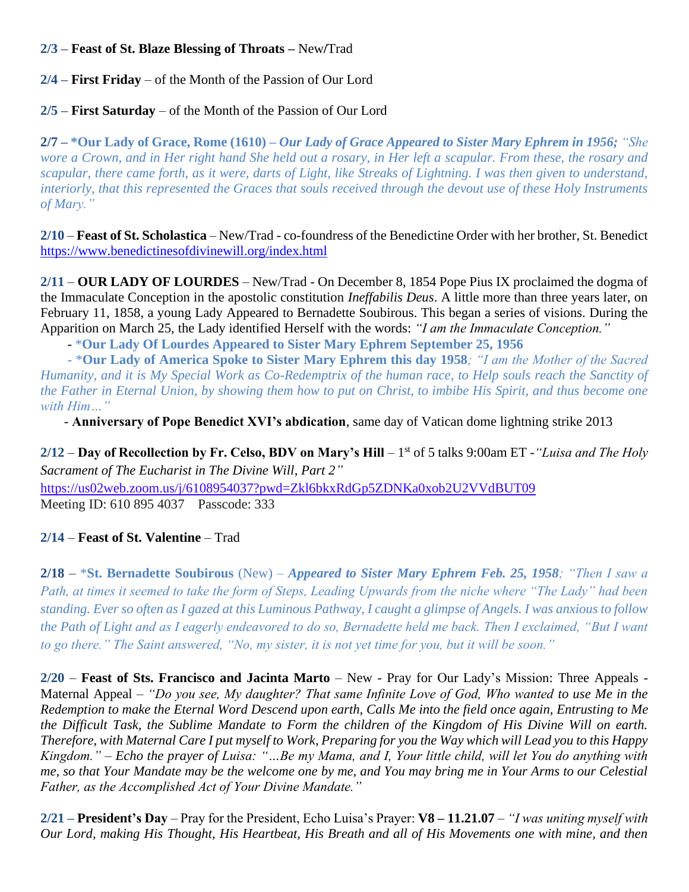**2/3 – Feast of St. Blaze Blessing of Throats –** New/Trad

**2/4 – First Friday** – of the Month of the Passion of Our Lord

**2/5 – First Saturday** – of the Month of the Passion of Our Lord

**2/7 – *Our Lady of Grace, Rome (1610) –** ***Our Lady of Grace Appeared to Sister Mary Ephrem in 1956;*** *"She wore a Crown, and in Her right hand She held out a rosary, in Her left a scapular. From these, the rosary and scapular, there came forth, as it were, darts of Light, like Streaks of Lightning. I was then given to understand, interiorly, that this represented the Graces that souls received through the devout use of these Holy Instruments of Mary."*

**2/10** – **Feast of St. Scholastica** – New/Trad - co-foundress of the Benedictine Order with her brother, St. Benedict https://www.benedictinesofdivinewill.org/index.html

**2/11** – **OUR LADY OF LOURDES** – New/Trad - On December 8, 1854 Pope Pius IX proclaimed the dogma of the Immaculate Conception in the apostolic constitution *Ineffabilis Deus*. A little more than three years later, on February 11, 1858, a young Lady Appeared to Bernadette Soubirous. This began a series of visions. During the Apparition on March 25, the Lady identified Herself with the words: *"I am the Immaculate Conception."*

- ***Our Lady Of Lourdes Appeared to Sister Mary Ephrem September 25, 1956**
- ***Our Lady of America Spoke to Sister Mary Ephrem this day 1958***; "I am the Mother of the Sacred Humanity, and it is My Special Work as Co-Redemptrix of the human race, to Help souls reach the Sanctity of the Father in Eternal Union, by showing them how to put on Christ, to imbibe His Spirit, and thus become one with Him…"*
- **Anniversary of Pope Benedict XVI's abdication**, same day of Vatican dome lightning strike 2013

**2/12** – **Day of Recollection by Fr. Celso, BDV on Mary's Hill** – 1st of 5 talks 9:00am ET -*"Luisa and The Holy Sacrament of The Eucharist in The Divine Will, Part 2"*
https://us02web.zoom.us/j/6108954037?pwd=Zkl6bkxRdGp5ZDNKa0xob2U2VVdBUT09
Meeting ID: 610 895 4037 Passcode: 333

**2/14** – **Feast of St. Valentine** – Trad

**2/18** – ***St. Bernadette Soubirous** (New) – ***Appeared to Sister Mary Ephrem Feb. 25, 1958****; "Then I saw a Path, at times it seemed to take the form of Steps, Leading Upwards from the niche where "The Lady" had been standing. Ever so often as I gazed at this Luminous Pathway, I caught a glimpse of Angels. I was anxious to follow the Path of Light and as I eagerly endeavored to do so, Bernadette held me back. Then I exclaimed, "But I want to go there." The Saint answered, "No, my sister, it is not yet time for you, but it will be soon."*

**2/20** – **Feast of Sts. Francisco and Jacinta Marto** – New - Pray for Our Lady's Mission: Three Appeals - Maternal Appeal – *"Do you see, My daughter? That same Infinite Love of God, Who wanted to use Me in the Redemption to make the Eternal Word Descend upon earth, Calls Me into the field once again, Entrusting to Me the Difficult Task, the Sublime Mandate to Form the children of the Kingdom of His Divine Will on earth. Therefore, with Maternal Care I put myself to Work, Preparing for you the Way which will Lead you to this Happy Kingdom." – Echo the prayer of Luisa: "…Be my Mama, and I, Your little child, will let You do anything with me, so that Your Mandate may be the welcome one by me, and You may bring me in Your Arms to our Celestial Father, as the Accomplished Act of Your Divine Mandate."*

**2/21 – President's Day** – Pray for the President, Echo Luisa's Prayer: **V8 – 11.21.07** – *"I was uniting myself with Our Lord, making His Thought, His Heartbeat, His Breath and all of His Movements one with mine, and then*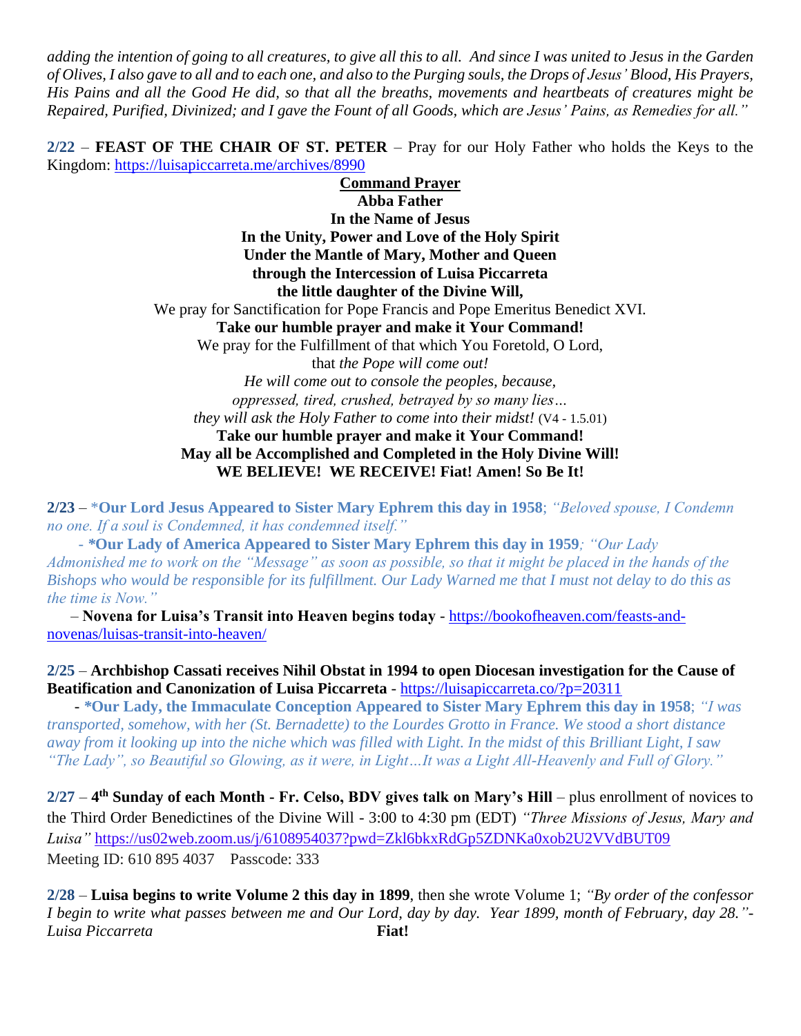*adding the intention of going to all creatures, to give all this to all. And since I was united to Jesus in the Garden of Olives, I also gave to all and to each one, and also to the Purging souls, the Drops of Jesus' Blood, His Prayers, His Pains and all the Good He did, so that all the breaths, movements and heartbeats of creatures might be Repaired, Purified, Divinized; and I gave the Fount of all Goods, which are Jesus' Pains, as Remedies for all."*

**2/22** – **FEAST OF THE CHAIR OF ST. PETER** – Pray for our Holy Father who holds the Keys to the Kingdom: https://luisapiccarreta.me/archives/8990

**Command Prayer**
**Abba Father**
**In the Name of Jesus**
**In the Unity, Power and Love of the Holy Spirit**
**Under the Mantle of Mary, Mother and Queen**
**through the Intercession of Luisa Piccarreta**
**the little daughter of the Divine Will,**
We pray for Sanctification for Pope Francis and Pope Emeritus Benedict XVI.
**Take our humble prayer and make it Your Command!**
We pray for the Fulfillment of that which You Foretold, O Lord,
that *the Pope will come out!*
*He will come out to console the peoples, because,*
*oppressed, tired, crushed, betrayed by so many lies…*
*they will ask the Holy Father to come into their midst!* (V4 - 1.5.01)
**Take our humble prayer and make it Your Command!**
**May all be Accomplished and Completed in the Holy Divine Will!**
**WE BELIEVE! WE RECEIVE! Fiat! Amen! So Be It!**

**2/23** – \***Our Lord Jesus Appeared to Sister Mary Ephrem this day in 1958**; *"Beloved spouse, I Condemn no one. If a soul is Condemned, it has condemned itself."*

- \***Our Lady of America Appeared to Sister Mary Ephrem this day in 1959**; *"Our Lady Admonished me to work on the "Message" as soon as possible, so that it might be placed in the hands of the Bishops who would be responsible for its fulfillment. Our Lady Warned me that I must not delay to do this as the time is Now."*

– **Novena for Luisa's Transit into Heaven begins today** - https://bookofheaven.com/feasts-and-novenas/luisas-transit-into-heaven/

**2/25** – **Archbishop Cassati receives Nihil Obstat in 1994 to open Diocesan investigation for the Cause of Beatification and Canonization of Luisa Piccarreta** - https://luisapiccarreta.co/?p=20311

- \***Our Lady, the Immaculate Conception Appeared to Sister Mary Ephrem this day in 1958**; *"I was transported, somehow, with her (St. Bernadette) to the Lourdes Grotto in France. We stood a short distance away from it looking up into the niche which was filled with Light. In the midst of this Brilliant Light, I saw "The Lady", so Beautiful so Glowing, as it were, in Light…It was a Light All-Heavenly and Full of Glory."*

**2/27** – **4th Sunday of each Month - Fr. Celso, BDV gives talk on Mary's Hill** – plus enrollment of novices to the Third Order Benedictines of the Divine Will - 3:00 to 4:30 pm (EDT) *"Three Missions of Jesus, Mary and Luisa"* https://us02web.zoom.us/j/6108954037?pwd=Zkl6bkxRdGp5ZDNKa0xob2U2VVdBUT09
Meeting ID: 610 895 4037 Passcode: 333

**2/28** – **Luisa begins to write Volume 2 this day in 1899**, then she wrote Volume 1; *"By order of the confessor I begin to write what passes between me and Our Lord, day by day. Year 1899, month of February, day 28."- Luisa Piccarreta* **Fiat!**